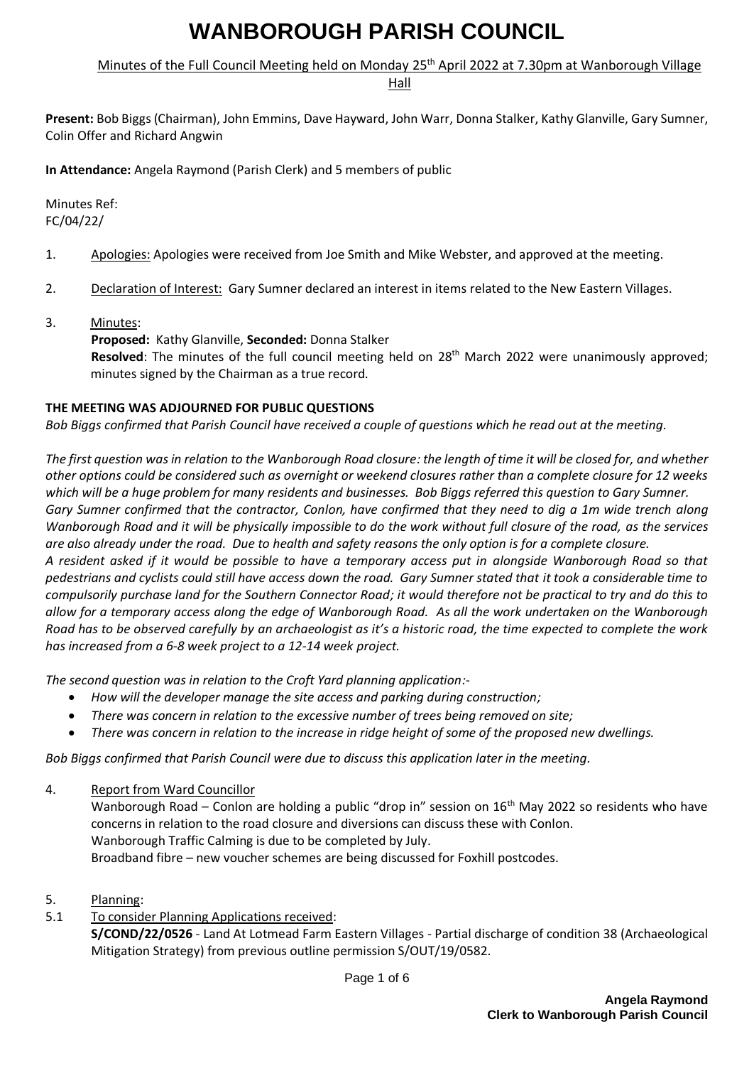# WANBOROUGH PARISH COUNCIL

Minutes of the Full Council Meeting held on Monday 25th April 2022 at 7.30pm at Wanborough Village Hall

**Present:** Bob Biggs (Chairman), John Emmins, Dave Hayward, John Warr, Donna Stalker, Kathy Glanville, Gary Sumner, Colin Offer and Richard Angwin

**In Attendance:** Angela Raymond (Parish Clerk) and 5 members of public

Minutes Ref:
FC/04/22/

1. Apologies: Apologies were received from Joe Smith and Mike Webster, and approved at the meeting.

2. Declaration of Interest: Gary Sumner declared an interest in items related to the New Eastern Villages.

3. Minutes:
   **Proposed:** Kathy Glanville, **Seconded:** Donna Stalker
   **Resolved**: The minutes of the full council meeting held on 28th March 2022 were unanimously approved; minutes signed by the Chairman as a true record.

**THE MEETING WAS ADJOURNED FOR PUBLIC QUESTIONS**

*Bob Biggs confirmed that Parish Council have received a couple of questions which he read out at the meeting.*

*The first question was in relation to the Wanborough Road closure: the length of time it will be closed for, and whether other options could be considered such as overnight or weekend closures rather than a complete closure for 12 weeks which will be a huge problem for many residents and businesses. Bob Biggs referred this question to Gary Sumner.*
*Gary Sumner confirmed that the contractor, Conlon, have confirmed that they need to dig a 1m wide trench along Wanborough Road and it will be physically impossible to do the work without full closure of the road, as the services are also already under the road. Due to health and safety reasons the only option is for a complete closure.*
*A resident asked if it would be possible to have a temporary access put in alongside Wanborough Road so that pedestrians and cyclists could still have access down the road. Gary Sumner stated that it took a considerable time to compulsorily purchase land for the Southern Connector Road; it would therefore not be practical to try and do this to allow for a temporary access along the edge of Wanborough Road. As all the work undertaken on the Wanborough Road has to be observed carefully by an archaeologist as it's a historic road, the time expected to complete the work has increased from a 6-8 week project to a 12-14 week project.*

*The second question was in relation to the Croft Yard planning application:-*

- *How will the developer manage the site access and parking during construction;*
- *There was concern in relation to the excessive number of trees being removed on site;*
- *There was concern in relation to the increase in ridge height of some of the proposed new dwellings.*

*Bob Biggs confirmed that Parish Council were due to discuss this application later in the meeting.*

4. Report from Ward Councillor
   Wanborough Road – Conlon are holding a public "drop in" session on 16th May 2022 so residents who have concerns in relation to the road closure and diversions can discuss these with Conlon.
   Wanborough Traffic Calming is due to be completed by July.
   Broadband fibre – new voucher schemes are being discussed for Foxhill postcodes.

5. Planning:

5.1 To consider Planning Applications received:
   **S/COND/22/0526** - Land At Lotmead Farm Eastern Villages - Partial discharge of condition 38 (Archaeological Mitigation Strategy) from previous outline permission S/OUT/19/0582.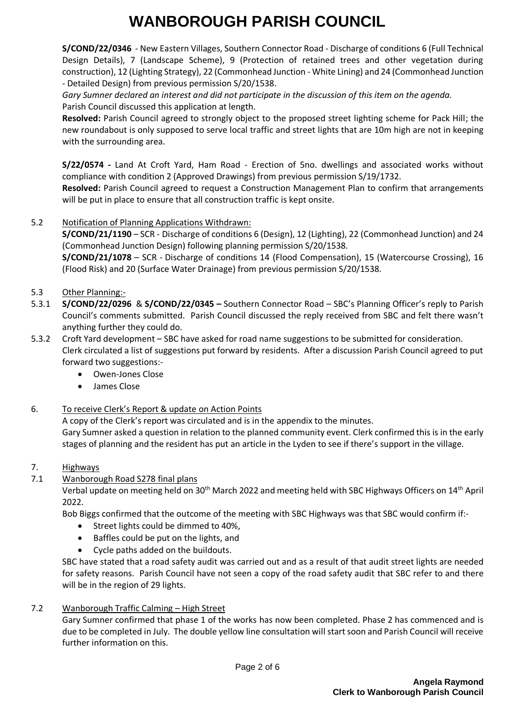**S/COND/22/0346** - New Eastern Villages, Southern Connector Road - Discharge of conditions 6 (Full Technical Design Details), 7 (Landscape Scheme), 9 (Protection of retained trees and other vegetation during construction), 12 (Lighting Strategy), 22 (Commonhead Junction - White Lining) and 24 (Commonhead Junction - Detailed Design) from previous permission S/20/1538.

*Gary Sumner declared an interest and did not participate in the discussion of this item on the agenda.*

Parish Council discussed this application at length.

**Resolved:** Parish Council agreed to strongly object to the proposed street lighting scheme for Pack Hill; the new roundabout is only supposed to serve local traffic and street lights that are 10m high are not in keeping with the surrounding area.

**S/22/0574 -** Land At Croft Yard, Ham Road - Erection of 5no. dwellings and associated works without compliance with condition 2 (Approved Drawings) from previous permission S/19/1732.

**Resolved:** Parish Council agreed to request a Construction Management Plan to confirm that arrangements will be put in place to ensure that all construction traffic is kept onsite.

5.2 Notification of Planning Applications Withdrawn:

**S/COND/21/1190** – SCR - Discharge of conditions 6 (Design), 12 (Lighting), 22 (Commonhead Junction) and 24 (Commonhead Junction Design) following planning permission S/20/1538.

**S/COND/21/1078** – SCR - Discharge of conditions 14 (Flood Compensation), 15 (Watercourse Crossing), 16 (Flood Risk) and 20 (Surface Water Drainage) from previous permission S/20/1538.

5.3 Other Planning:-

5.3.1 **S/COND/22/0296** & **S/COND/22/0345 –** Southern Connector Road – SBC's Planning Officer's reply to Parish Council's comments submitted. Parish Council discussed the reply received from SBC and felt there wasn't anything further they could do.

5.3.2 Croft Yard development – SBC have asked for road name suggestions to be submitted for consideration. Clerk circulated a list of suggestions put forward by residents. After a discussion Parish Council agreed to put forward two suggestions:-

- Owen-Jones Close
- James Close

6. To receive Clerk's Report & update on Action Points

A copy of the Clerk's report was circulated and is in the appendix to the minutes.

Gary Sumner asked a question in relation to the planned community event. Clerk confirmed this is in the early stages of planning and the resident has put an article in the Lyden to see if there's support in the village.

7. Highways

7.1 Wanborough Road S278 final plans

Verbal update on meeting held on 30th March 2022 and meeting held with SBC Highways Officers on 14th April 2022.

Bob Biggs confirmed that the outcome of the meeting with SBC Highways was that SBC would confirm if:-

- Street lights could be dimmed to 40%,
- Baffles could be put on the lights, and
- Cycle paths added on the buildouts.

SBC have stated that a road safety audit was carried out and as a result of that audit street lights are needed for safety reasons. Parish Council have not seen a copy of the road safety audit that SBC refer to and there will be in the region of 29 lights.

7.2 Wanborough Traffic Calming – High Street

Gary Sumner confirmed that phase 1 of the works has now been completed. Phase 2 has commenced and is due to be completed in July. The double yellow line consultation will start soon and Parish Council will receive further information on this.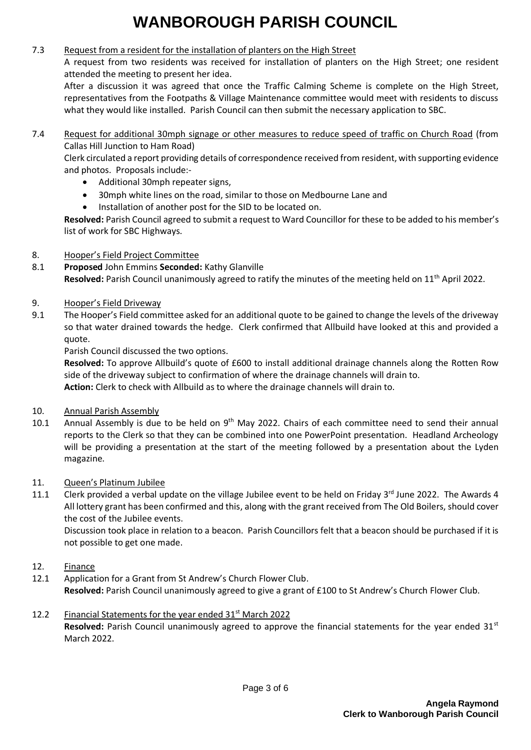7.3 Request from a resident for the installation of planters on the High Street

A request from two residents was received for installation of planters on the High Street; one resident attended the meeting to present her idea.

After a discussion it was agreed that once the Traffic Calming Scheme is complete on the High Street, representatives from the Footpaths & Village Maintenance committee would meet with residents to discuss what they would like installed. Parish Council can then submit the necessary application to SBC.

7.4 Request for additional 30mph signage or other measures to reduce speed of traffic on Church Road (from Callas Hill Junction to Ham Road)

Clerk circulated a report providing details of correspondence received from resident, with supporting evidence and photos. Proposals include:-

- Additional 30mph repeater signs,
- 30mph white lines on the road, similar to those on Medbourne Lane and
- Installation of another post for the SID to be located on.

**Resolved:** Parish Council agreed to submit a request to Ward Councillor for these to be added to his member's list of work for SBC Highways.

8. Hooper's Field Project Committee

8.1 **Proposed** John Emmins **Seconded:** Kathy Glanville

**Resolved:** Parish Council unanimously agreed to ratify the minutes of the meeting held on 11th April 2022.

9. Hooper's Field Driveway

9.1 The Hooper's Field committee asked for an additional quote to be gained to change the levels of the driveway so that water drained towards the hedge. Clerk confirmed that Allbuild have looked at this and provided a quote.

Parish Council discussed the two options.

**Resolved:** To approve Allbuild's quote of £600 to install additional drainage channels along the Rotten Row side of the driveway subject to confirmation of where the drainage channels will drain to.

**Action:** Clerk to check with Allbuild as to where the drainage channels will drain to.

10. Annual Parish Assembly

10.1 Annual Assembly is due to be held on 9th May 2022. Chairs of each committee need to send their annual reports to the Clerk so that they can be combined into one PowerPoint presentation. Headland Archeology will be providing a presentation at the start of the meeting followed by a presentation about the Lyden magazine.

11. Queen's Platinum Jubilee

11.1 Clerk provided a verbal update on the village Jubilee event to be held on Friday 3rd June 2022. The Awards 4 All lottery grant has been confirmed and this, along with the grant received from The Old Boilers, should cover the cost of the Jubilee events.

Discussion took place in relation to a beacon. Parish Councillors felt that a beacon should be purchased if it is not possible to get one made.

12. Finance

12.1 Application for a Grant from St Andrew's Church Flower Club.

**Resolved:** Parish Council unanimously agreed to give a grant of £100 to St Andrew's Church Flower Club.

12.2 Financial Statements for the year ended 31st March 2022

**Resolved:** Parish Council unanimously agreed to approve the financial statements for the year ended 31st March 2022.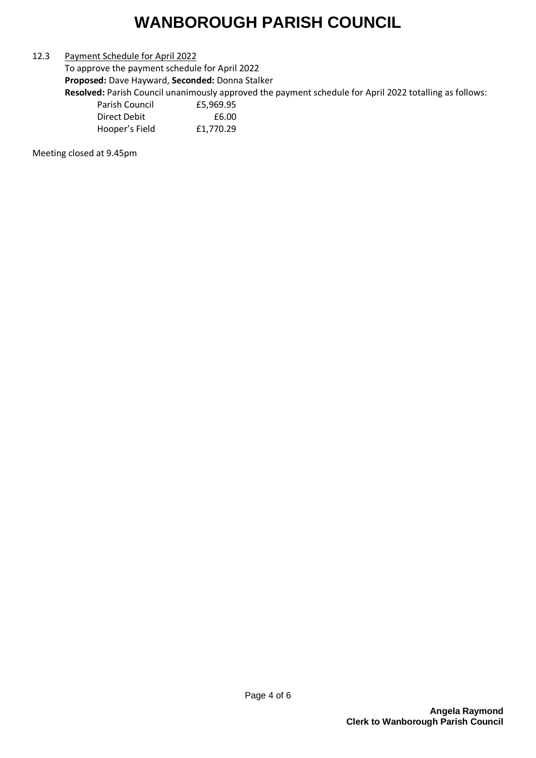12.3 <u>Payment Schedule for April 2022</u>

To approve the payment schedule for April 2022

**Proposed:** Dave Hayward, **Seconded:** Donna Stalker

**Resolved:** Parish Council unanimously approved the payment schedule for April 2022 totalling as follows:

| | |
|---|---|
| Parish Council | £5,969.95 |
| Direct Debit | £6.00 |
| Hooper's Field | £1,770.29 |

Meeting closed at 9.45pm

**Angela Raymond**
**Clerk to Wanborough Parish Council**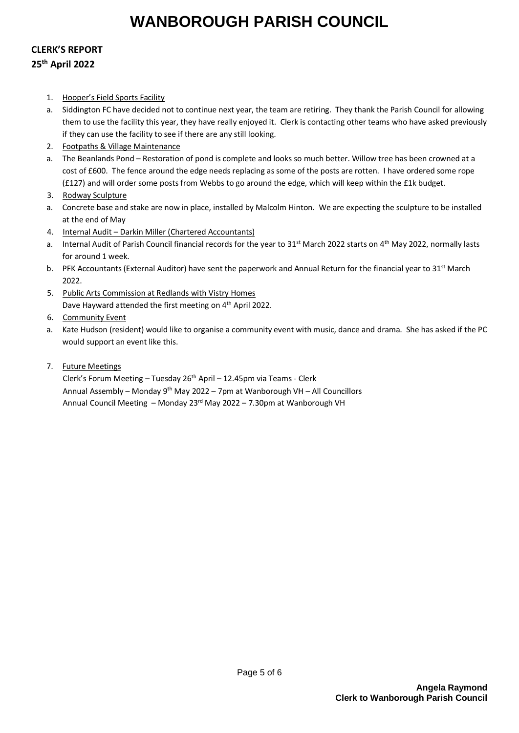# WANBOROUGH PARISH COUNCIL

**CLERK'S REPORT**

**25th April 2022**

1. Hooper's Field Sports Facility
   a. Siddington FC have decided not to continue next year, the team are retiring. They thank the Parish Council for allowing them to use the facility this year, they have really enjoyed it. Clerk is contacting other teams who have asked previously if they can use the facility to see if there are any still looking.
2. Footpaths & Village Maintenance
   a. The Beanlands Pond – Restoration of pond is complete and looks so much better. Willow tree has been crowned at a cost of £600. The fence around the edge needs replacing as some of the posts are rotten. I have ordered some rope (£127) and will order some posts from Webbs to go around the edge, which will keep within the £1k budget.
3. Rodway Sculpture
   a. Concrete base and stake are now in place, installed by Malcolm Hinton. We are expecting the sculpture to be installed at the end of May
4. Internal Audit – Darkin Miller (Chartered Accountants)
   a. Internal Audit of Parish Council financial records for the year to 31st March 2022 starts on 4th May 2022, normally lasts for around 1 week.
   b. PFK Accountants (External Auditor) have sent the paperwork and Annual Return for the financial year to 31st March 2022.
5. Public Arts Commission at Redlands with Vistry Homes
   Dave Hayward attended the first meeting on 4th April 2022.
6. Community Event
   a. Kate Hudson (resident) would like to organise a community event with music, dance and drama. She has asked if the PC would support an event like this.
7. Future Meetings
   Clerk's Forum Meeting – Tuesday 26th April – 12.45pm via Teams - Clerk
   Annual Assembly – Monday 9th May 2022 – 7pm at Wanborough VH – All Councillors
   Annual Council Meeting – Monday 23rd May 2022 – 7.30pm at Wanborough VH

**Angela Raymond**
**Clerk to Wanborough Parish Council**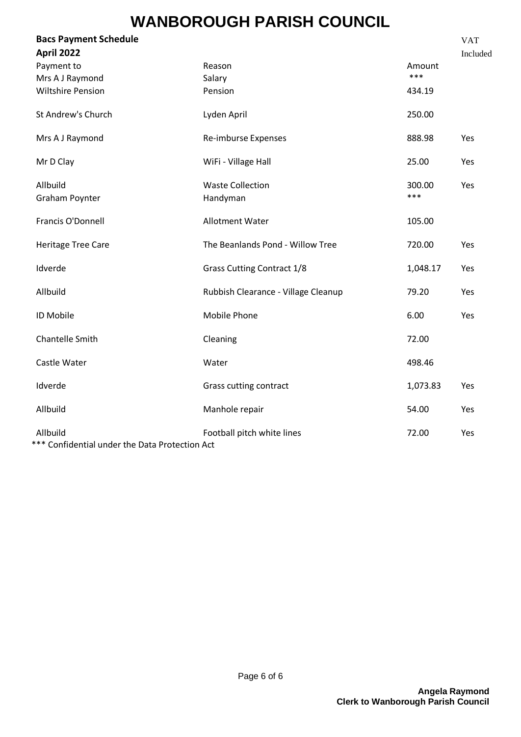# WANBOROUGH PARISH COUNCIL

**Bacs Payment Schedule**
**April 2022**

| Payment to | Reason | Amount | VAT Included |
|---|---|---|---|
| Mrs A J Raymond | Salary | *** | |
| Wiltshire Pension | Pension | 434.19 | |
| St Andrew's Church | Lyden April | 250.00 | |
| Mrs A J Raymond | Re-imburse Expenses | 888.98 | Yes |
| Mr D Clay | WiFi - Village Hall | 25.00 | Yes |
| Allbuild | Waste Collection | 300.00 | Yes |
| Graham Poynter | Handyman | *** | |
| Francis O'Donnell | Allotment Water | 105.00 | |
| Heritage Tree Care | The Beanlands Pond - Willow Tree | 720.00 | Yes |
| Idverde | Grass Cutting Contract 1/8 | 1,048.17 | Yes |
| Allbuild | Rubbish Clearance - Village Cleanup | 79.20 | Yes |
| ID Mobile | Mobile Phone | 6.00 | Yes |
| Chantelle Smith | Cleaning | 72.00 | |
| Castle Water | Water | 498.46 | |
| Idverde | Grass cutting contract | 1,073.83 | Yes |
| Allbuild | Manhole repair | 54.00 | Yes |
| Allbuild | Football pitch white lines | 72.00 | Yes |

*** Confidential under the Data Protection Act

**Angela Raymond**
**Clerk to Wanborough Parish Council**